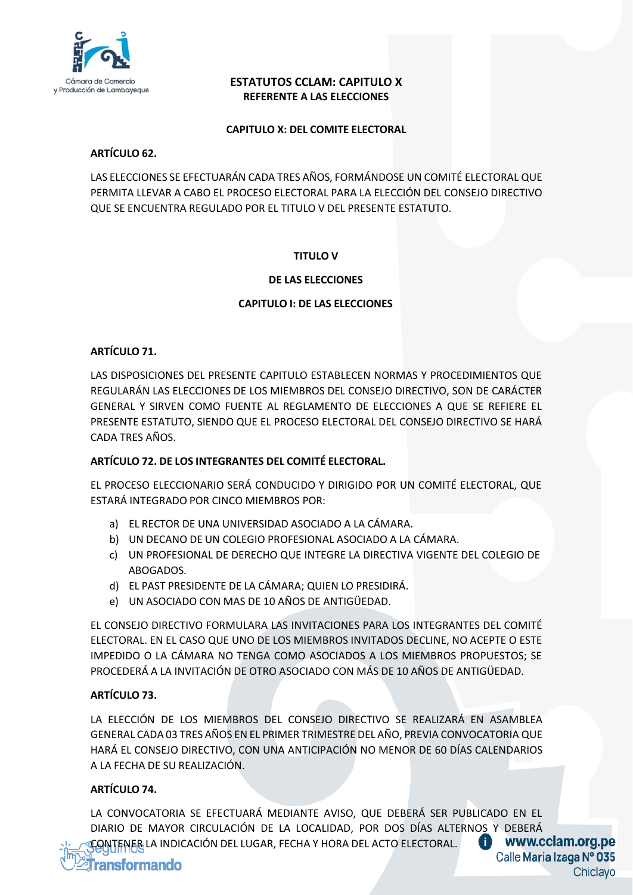# ESTATUTOS CCLAM: CAPITULO X
## REFERENTE A LAS ELECCIONES

### CAPITULO X: DEL COMITE ELECTORAL

**ARTÍCULO 62.**

LAS ELECCIONES SE EFECTUARÁN CADA TRES AÑOS, FORMÁNDOSE UN COMITÉ ELECTORAL QUE PERMITA LLEVAR A CABO EL PROCESO ELECTORAL PARA LA ELECCIÓN DEL CONSEJO DIRECTIVO QUE SE ENCUENTRA REGULADO POR EL TITULO V DEL PRESENTE ESTATUTO.

## TITULO V

## DE LAS ELECCIONES

### CAPITULO I: DE LAS ELECCIONES

**ARTÍCULO 71.**

LAS DISPOSICIONES DEL PRESENTE CAPITULO ESTABLECEN NORMAS Y PROCEDIMIENTOS QUE REGULARÁN LAS ELECCIONES DE LOS MIEMBROS DEL CONSEJO DIRECTIVO, SON DE CARÁCTER GENERAL Y SIRVEN COMO FUENTE AL REGLAMENTO DE ELECCIONES A QUE SE REFIERE EL PRESENTE ESTATUTO, SIENDO QUE EL PROCESO ELECTORAL DEL CONSEJO DIRECTIVO SE HARÁ CADA TRES AÑOS.

**ARTÍCULO 72. DE LOS INTEGRANTES DEL COMITÉ ELECTORAL.**

EL PROCESO ELECCIONARIO SERÁ CONDUCIDO Y DIRIGIDO POR UN COMITÉ ELECTORAL, QUE ESTARÁ INTEGRADO POR CINCO MIEMBROS POR:

a) EL RECTOR DE UNA UNIVERSIDAD ASOCIADO A LA CÁMARA.
b) UN DECANO DE UN COLEGIO PROFESIONAL ASOCIADO A LA CÁMARA.
c) UN PROFESIONAL DE DERECHO QUE INTEGRE LA DIRECTIVA VIGENTE DEL COLEGIO DE ABOGADOS.
d) EL PAST PRESIDENTE DE LA CÁMARA; QUIEN LO PRESIDIRÁ.
e) UN ASOCIADO CON MAS DE 10 AÑOS DE ANTIGÜEDAD.

EL CONSEJO DIRECTIVO FORMULARA LAS INVITACIONES PARA LOS INTEGRANTES DEL COMITÉ ELECTORAL. EN EL CASO QUE UNO DE LOS MIEMBROS INVITADOS DECLINE, NO ACEPTE O ESTE IMPEDIDO O LA CÁMARA NO TENGA COMO ASOCIADOS A LOS MIEMBROS PROPUESTOS; SE PROCEDERÁ A LA INVITACIÓN DE OTRO ASOCIADO CON MÁS DE 10 AÑOS DE ANTIGÜEDAD.

**ARTÍCULO 73.**

LA ELECCIÓN DE LOS MIEMBROS DEL CONSEJO DIRECTIVO SE REALIZARÁ EN ASAMBLEA GENERAL CADA 03 TRES AÑOS EN EL PRIMER TRIMESTRE DEL AÑO, PREVIA CONVOCATORIA QUE HARÁ EL CONSEJO DIRECTIVO, CON UNA ANTICIPACIÓN NO MENOR DE 60 DÍAS CALENDARIOS A LA FECHA DE SU REALIZACIÓN.

**ARTÍCULO 74.**

LA CONVOCATORIA SE EFECTUARÁ MEDIANTE AVISO, QUE DEBERÁ SER PUBLICADO EN EL DIARIO DE MAYOR CIRCULACIÓN DE LA LOCALIDAD, POR DOS DÍAS ALTERNOS Y DEBERÁ CONTENER LA INDICACIÓN DEL LUGAR, FECHA Y HORA DEL ACTO ELECTORAL.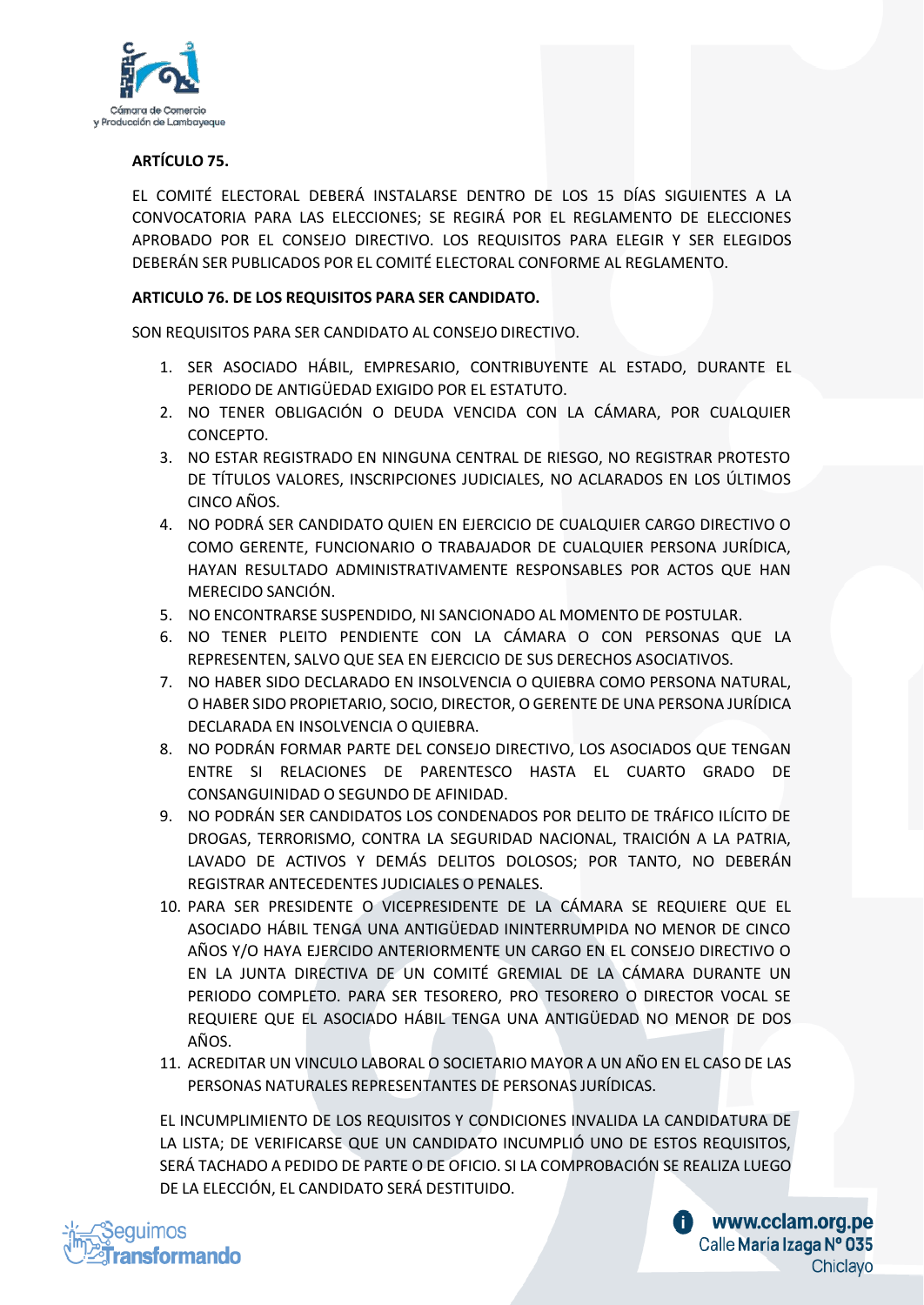**ARTÍCULO 75.**

EL COMITÉ ELECTORAL DEBERÁ INSTALARSE DENTRO DE LOS 15 DÍAS SIGUIENTES A LA CONVOCATORIA PARA LAS ELECCIONES; SE REGIRÁ POR EL REGLAMENTO DE ELECCIONES APROBADO POR EL CONSEJO DIRECTIVO. LOS REQUISITOS PARA ELEGIR Y SER ELEGIDOS DEBERÁN SER PUBLICADOS POR EL COMITÉ ELECTORAL CONFORME AL REGLAMENTO.

**ARTICULO 76. DE LOS REQUISITOS PARA SER CANDIDATO.**

SON REQUISITOS PARA SER CANDIDATO AL CONSEJO DIRECTIVO.

1. SER ASOCIADO HÁBIL, EMPRESARIO, CONTRIBUYENTE AL ESTADO, DURANTE EL PERIODO DE ANTIGÜEDAD EXIGIDO POR EL ESTATUTO.
2. NO TENER OBLIGACIÓN O DEUDA VENCIDA CON LA CÁMARA, POR CUALQUIER CONCEPTO.
3. NO ESTAR REGISTRADO EN NINGUNA CENTRAL DE RIESGO, NO REGISTRAR PROTESTO DE TÍTULOS VALORES, INSCRIPCIONES JUDICIALES, NO ACLARADOS EN LOS ÚLTIMOS CINCO AÑOS.
4. NO PODRÁ SER CANDIDATO QUIEN EN EJERCICIO DE CUALQUIER CARGO DIRECTIVO O COMO GERENTE, FUNCIONARIO O TRABAJADOR DE CUALQUIER PERSONA JURÍDICA, HAYAN RESULTADO ADMINISTRATIVAMENTE RESPONSABLES POR ACTOS QUE HAN MERECIDO SANCIÓN.
5. NO ENCONTRARSE SUSPENDIDO, NI SANCIONADO AL MOMENTO DE POSTULAR.
6. NO TENER PLEITO PENDIENTE CON LA CÁMARA O CON PERSONAS QUE LA REPRESENTEN, SALVO QUE SEA EN EJERCICIO DE SUS DERECHOS ASOCIATIVOS.
7. NO HABER SIDO DECLARADO EN INSOLVENCIA O QUIEBRA COMO PERSONA NATURAL, O HABER SIDO PROPIETARIO, SOCIO, DIRECTOR, O GERENTE DE UNA PERSONA JURÍDICA DECLARADA EN INSOLVENCIA O QUIEBRA.
8. NO PODRÁN FORMAR PARTE DEL CONSEJO DIRECTIVO, LOS ASOCIADOS QUE TENGAN ENTRE SI RELACIONES DE PARENTESCO HASTA EL CUARTO GRADO DE CONSANGUINIDAD O SEGUNDO DE AFINIDAD.
9. NO PODRÁN SER CANDIDATOS LOS CONDENADOS POR DELITO DE TRÁFICO ILÍCITO DE DROGAS, TERRORISMO, CONTRA LA SEGURIDAD NACIONAL, TRAICIÓN A LA PATRIA, LAVADO DE ACTIVOS Y DEMÁS DELITOS DOLOSOS; POR TANTO, NO DEBERÁN REGISTRAR ANTECEDENTES JUDICIALES O PENALES.
10. PARA SER PRESIDENTE O VICEPRESIDENTE DE LA CÁMARA SE REQUIERE QUE EL ASOCIADO HÁBIL TENGA UNA ANTIGÜEDAD ININTERRUMPIDA NO MENOR DE CINCO AÑOS Y/O HAYA EJERCIDO ANTERIORMENTE UN CARGO EN EL CONSEJO DIRECTIVO O EN LA JUNTA DIRECTIVA DE UN COMITÉ GREMIAL DE LA CÁMARA DURANTE UN PERIODO COMPLETO. PARA SER TESORERO, PRO TESORERO O DIRECTOR VOCAL SE REQUIERE QUE EL ASOCIADO HÁBIL TENGA UNA ANTIGÜEDAD NO MENOR DE DOS AÑOS.
11. ACREDITAR UN VINCULO LABORAL O SOCIETARIO MAYOR A UN AÑO EN EL CASO DE LAS PERSONAS NATURALES REPRESENTANTES DE PERSONAS JURÍDICAS.

EL INCUMPLIMIENTO DE LOS REQUISITOS Y CONDICIONES INVALIDA LA CANDIDATURA DE LA LISTA; DE VERIFICARSE QUE UN CANDIDATO INCUMPLIÓ UNO DE ESTOS REQUISITOS, SERÁ TACHADO A PEDIDO DE PARTE O DE OFICIO. SI LA COMPROBACIÓN SE REALIZA LUEGO DE LA ELECCIÓN, EL CANDIDATO SERÁ DESTITUIDO.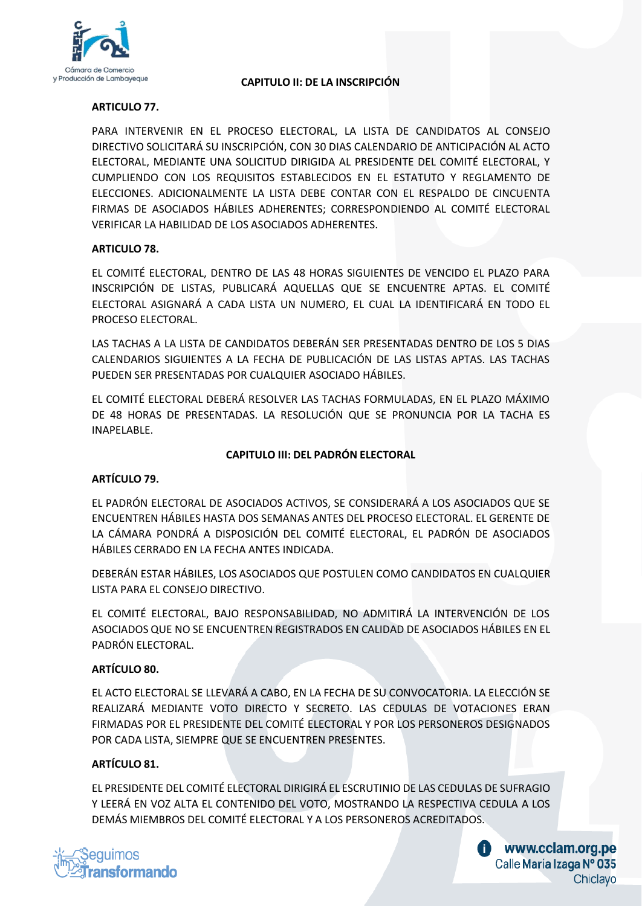## CAPITULO II: DE LA INSCRIPCIÓN

**ARTICULO 77.**

PARA INTERVENIR EN EL PROCESO ELECTORAL, LA LISTA DE CANDIDATOS AL CONSEJO DIRECTIVO SOLICITARÁ SU INSCRIPCIÓN, CON 30 DIAS CALENDARIO DE ANTICIPACIÓN AL ACTO ELECTORAL, MEDIANTE UNA SOLICITUD DIRIGIDA AL PRESIDENTE DEL COMITÉ ELECTORAL, Y CUMPLIENDO CON LOS REQUISITOS ESTABLECIDOS EN EL ESTATUTO Y REGLAMENTO DE ELECCIONES. ADICIONALMENTE LA LISTA DEBE CONTAR CON EL RESPALDO DE CINCUENTA FIRMAS DE ASOCIADOS HÁBILES ADHERENTES; CORRESPONDIENDO AL COMITÉ ELECTORAL VERIFICAR LA HABILIDAD DE LOS ASOCIADOS ADHERENTES.

**ARTICULO 78.**

EL COMITÉ ELECTORAL, DENTRO DE LAS 48 HORAS SIGUIENTES DE VENCIDO EL PLAZO PARA INSCRIPCIÓN DE LISTAS, PUBLICARÁ AQUELLAS QUE SE ENCUENTRE APTAS. EL COMITÉ ELECTORAL ASIGNARÁ A CADA LISTA UN NUMERO, EL CUAL LA IDENTIFICARÁ EN TODO EL PROCESO ELECTORAL.

LAS TACHAS A LA LISTA DE CANDIDATOS DEBERÁN SER PRESENTADAS DENTRO DE LOS 5 DIAS CALENDARIOS SIGUIENTES A LA FECHA DE PUBLICACIÓN DE LAS LISTAS APTAS. LAS TACHAS PUEDEN SER PRESENTADAS POR CUALQUIER ASOCIADO HÁBILES.

EL COMITÉ ELECTORAL DEBERÁ RESOLVER LAS TACHAS FORMULADAS, EN EL PLAZO MÁXIMO DE 48 HORAS DE PRESENTADAS. LA RESOLUCIÓN QUE SE PRONUNCIA POR LA TACHA ES INAPELABLE.

## CAPITULO III: DEL PADRÓN ELECTORAL

**ARTÍCULO 79.**

EL PADRÓN ELECTORAL DE ASOCIADOS ACTIVOS, SE CONSIDERARÁ A LOS ASOCIADOS QUE SE ENCUENTREN HÁBILES HASTA DOS SEMANAS ANTES DEL PROCESO ELECTORAL. EL GERENTE DE LA CÁMARA PONDRÁ A DISPOSICIÓN DEL COMITÉ ELECTORAL, EL PADRÓN DE ASOCIADOS HÁBILES CERRADO EN LA FECHA ANTES INDICADA.

DEBERÁN ESTAR HÁBILES, LOS ASOCIADOS QUE POSTULEN COMO CANDIDATOS EN CUALQUIER LISTA PARA EL CONSEJO DIRECTIVO.

EL COMITÉ ELECTORAL, BAJO RESPONSABILIDAD, NO ADMITIRÁ LA INTERVENCIÓN DE LOS ASOCIADOS QUE NO SE ENCUENTREN REGISTRADOS EN CALIDAD DE ASOCIADOS HÁBILES EN EL PADRÓN ELECTORAL.

**ARTÍCULO 80.**

EL ACTO ELECTORAL SE LLEVARÁ A CABO, EN LA FECHA DE SU CONVOCATORIA. LA ELECCIÓN SE REALIZARÁ MEDIANTE VOTO DIRECTO Y SECRETO. LAS CEDULAS DE VOTACIONES ERAN FIRMADAS POR EL PRESIDENTE DEL COMITÉ ELECTORAL Y POR LOS PERSONEROS DESIGNADOS POR CADA LISTA, SIEMPRE QUE SE ENCUENTREN PRESENTES.

**ARTÍCULO 81.**

EL PRESIDENTE DEL COMITÉ ELECTORAL DIRIGIRÁ EL ESCRUTINIO DE LAS CEDULAS DE SUFRAGIO Y LEERÁ EN VOZ ALTA EL CONTENIDO DEL VOTO, MOSTRANDO LA RESPECTIVA CEDULA A LOS DEMÁS MIEMBROS DEL COMITÉ ELECTORAL Y A LOS PERSONEROS ACREDITADOS.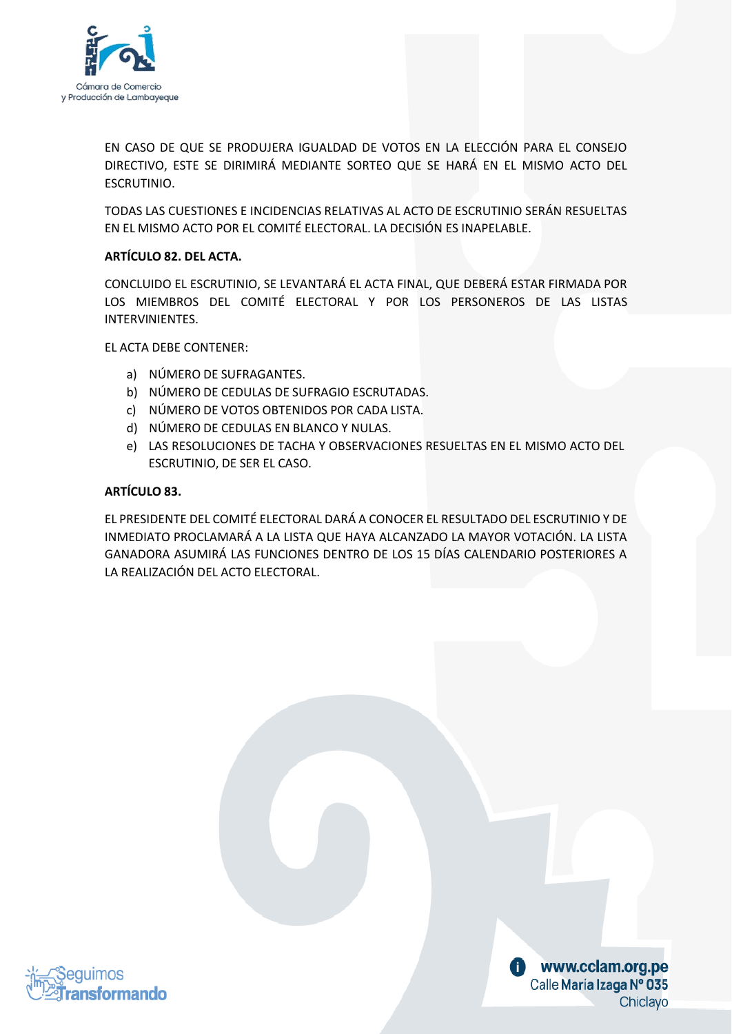EN CASO DE QUE SE PRODUJERA IGUALDAD DE VOTOS EN LA ELECCIÓN PARA EL CONSEJO DIRECTIVO, ESTE SE DIRIMIRÁ MEDIANTE SORTEO QUE SE HARÁ EN EL MISMO ACTO DEL ESCRUTINIO.

TODAS LAS CUESTIONES E INCIDENCIAS RELATIVAS AL ACTO DE ESCRUTINIO SERÁN RESUELTAS EN EL MISMO ACTO POR EL COMITÉ ELECTORAL. LA DECISIÓN ES INAPELABLE.

**ARTÍCULO 82. DEL ACTA.**

CONCLUIDO EL ESCRUTINIO, SE LEVANTARÁ EL ACTA FINAL, QUE DEBERÁ ESTAR FIRMADA POR LOS MIEMBROS DEL COMITÉ ELECTORAL Y POR LOS PERSONEROS DE LAS LISTAS INTERVINIENTES.

EL ACTA DEBE CONTENER:

a) NÚMERO DE SUFRAGANTES.
b) NÚMERO DE CEDULAS DE SUFRAGIO ESCRUTADAS.
c) NÚMERO DE VOTOS OBTENIDOS POR CADA LISTA.
d) NÚMERO DE CEDULAS EN BLANCO Y NULAS.
e) LAS RESOLUCIONES DE TACHA Y OBSERVACIONES RESUELTAS EN EL MISMO ACTO DEL ESCRUTINIO, DE SER EL CASO.

**ARTÍCULO 83.**

EL PRESIDENTE DEL COMITÉ ELECTORAL DARÁ A CONOCER EL RESULTADO DEL ESCRUTINIO Y DE INMEDIATO PROCLAMARÁ A LA LISTA QUE HAYA ALCANZADO LA MAYOR VOTACIÓN. LA LISTA GANADORA ASUMIRÁ LAS FUNCIONES DENTRO DE LOS 15 DÍAS CALENDARIO POSTERIORES A LA REALIZACIÓN DEL ACTO ELECTORAL.